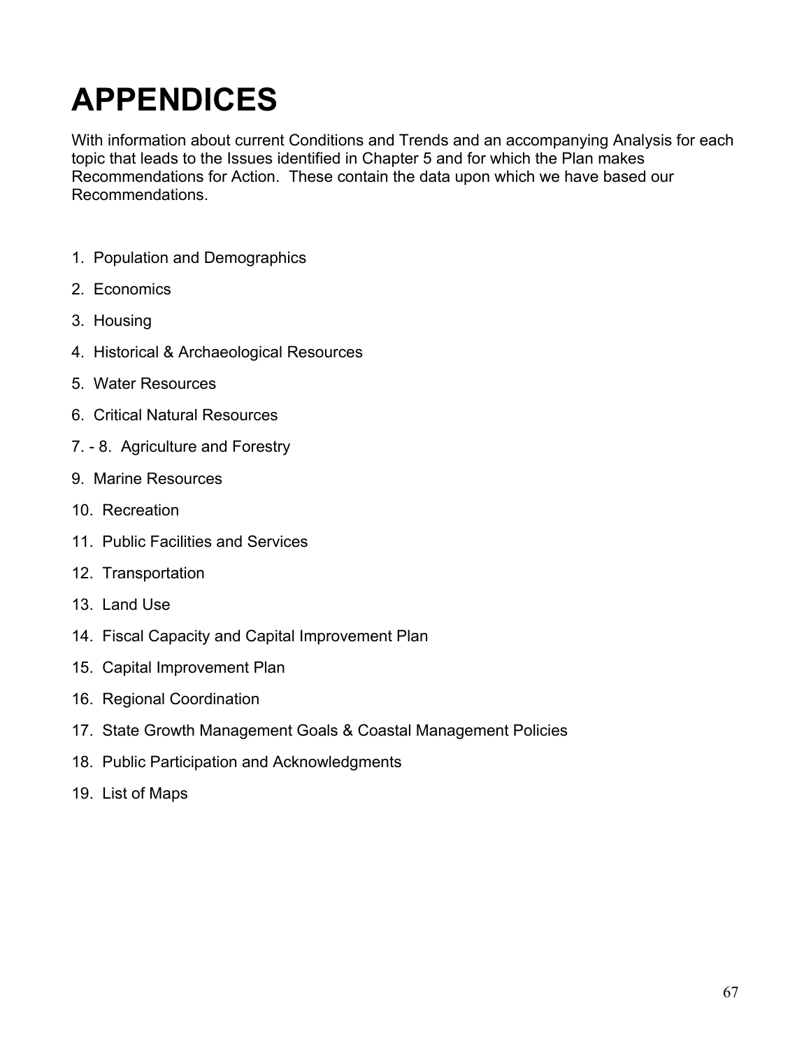# APPENDICES

With information about current Conditions and Trends and an accompanying Analysis for each topic that leads to the Issues identified in Chapter 5 and for which the Plan makes Recommendations for Action. These contain the data upon which we have based our Recommendations.

1. Population and Demographics
2. Economics
3. Housing
4. Historical & Archaeological Resources
5. Water Resources
6. Critical Natural Resources

7. - 8. Agriculture and Forestry

9. Marine Resources
10. Recreation
11. Public Facilities and Services
12. Transportation
13. Land Use
14. Fiscal Capacity and Capital Improvement Plan
15. Capital Improvement Plan
16. Regional Coordination
17. State Growth Management Goals & Coastal Management Policies
18. Public Participation and Acknowledgments
19. List of Maps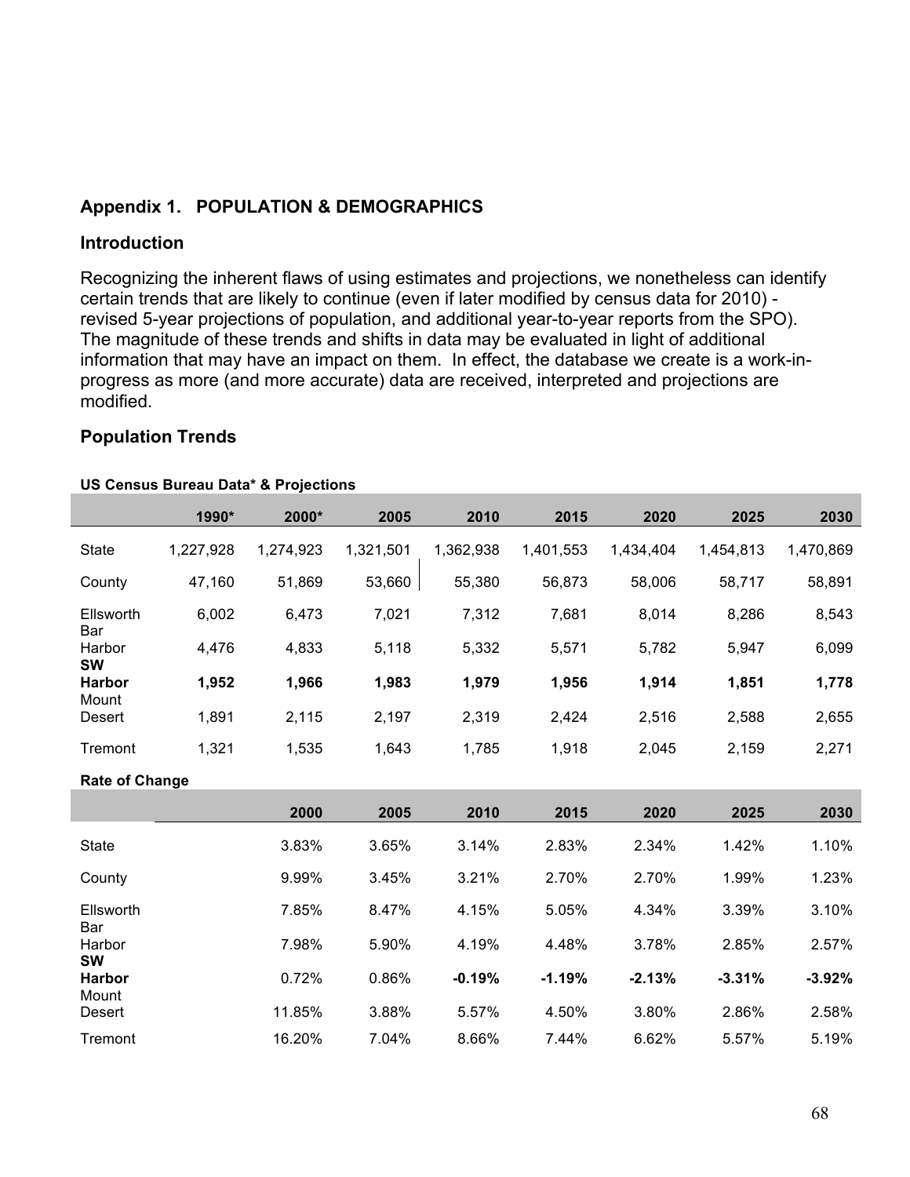## Appendix 1. POPULATION & DEMOGRAPHICS

### Introduction

Recognizing the inherent flaws of using estimates and projections, we nonetheless can identify certain trends that are likely to continue (even if later modified by census data for 2010) - revised 5-year projections of population, and additional year-to-year reports from the SPO). The magnitude of these trends and shifts in data may be evaluated in light of additional information that may have an impact on them. In effect, the database we create is a work-in-progress as more (and more accurate) data are received, interpreted and projections are modified.

### Population Trends

**US Census Bureau Data* & Projections**

| | 1990* | 2000* | 2005 | 2010 | 2015 | 2020 | 2025 | 2030 |
|---|---|---|---|---|---|---|---|---|
| State | 1,227,928 | 1,274,923 | 1,321,501 | 1,362,938 | 1,401,553 | 1,434,404 | 1,454,813 | 1,470,869 |
| County | 47,160 | 51,869 | 53,660 | 55,380 | 56,873 | 58,006 | 58,717 | 58,891 |
| Ellsworth | 6,002 | 6,473 | 7,021 | 7,312 | 7,681 | 8,014 | 8,286 | 8,543 |
| Bar Harbor | 4,476 | 4,833 | 5,118 | 5,332 | 5,571 | 5,782 | 5,947 | 6,099 |
| **SW Harbor** | **1,952** | **1,966** | **1,983** | **1,979** | **1,956** | **1,914** | **1,851** | **1,778** |
| Mount Desert | 1,891 | 2,115 | 2,197 | 2,319 | 2,424 | 2,516 | 2,588 | 2,655 |
| Tremont | 1,321 | 1,535 | 1,643 | 1,785 | 1,918 | 2,045 | 2,159 | 2,271 |

**Rate of Change**

| | 2000 | 2005 | 2010 | 2015 | 2020 | 2025 | 2030 |
|---|---|---|---|---|---|---|---|
| State | 3.83% | 3.65% | 3.14% | 2.83% | 2.34% | 1.42% | 1.10% |
| County | 9.99% | 3.45% | 3.21% | 2.70% | 2.70% | 1.99% | 1.23% |
| Ellsworth | 7.85% | 8.47% | 4.15% | 5.05% | 4.34% | 3.39% | 3.10% |
| Bar Harbor | 7.98% | 5.90% | 4.19% | 4.48% | 3.78% | 2.85% | 2.57% |
| **SW Harbor** | 0.72% | 0.86% | **-0.19%** | **-1.19%** | **-2.13%** | **-3.31%** | **-3.92%** |
| Mount Desert | 11.85% | 3.88% | 5.57% | 4.50% | 3.80% | 2.86% | 2.58% |
| Tremont | 16.20% | 7.04% | 8.66% | 7.44% | 6.62% | 5.57% | 5.19% |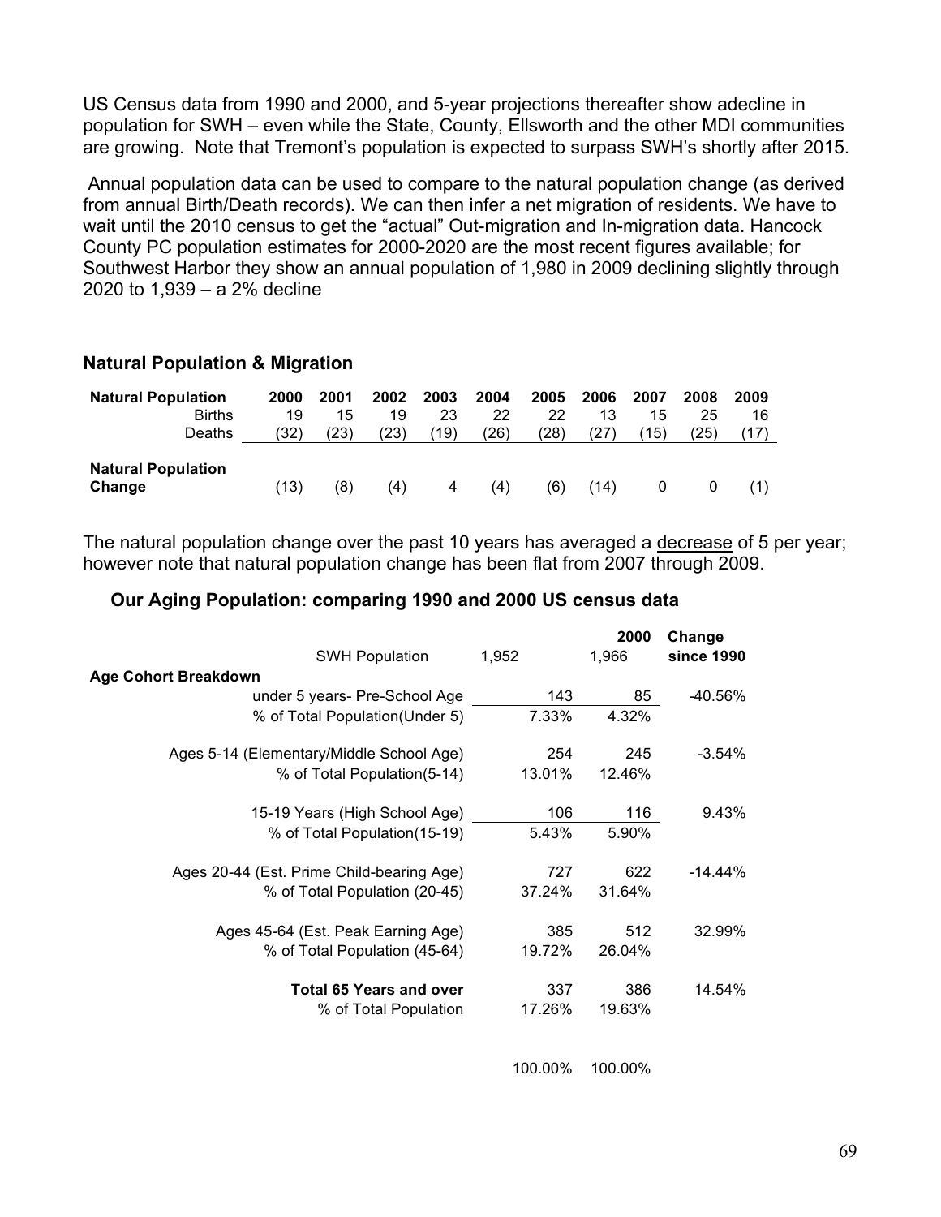US Census data from 1990 and 2000, and 5-year projections thereafter show adecline in population for SWH – even while the State, County, Ellsworth and the other MDI communities are growing. Note that Tremont's population is expected to surpass SWH's shortly after 2015.

Annual population data can be used to compare to the natural population change (as derived from annual Birth/Death records). We can then infer a net migration of residents. We have to wait until the 2010 census to get the "actual" Out-migration and In-migration data. Hancock County PC population estimates for 2000-2020 are the most recent figures available; for Southwest Harbor they show an annual population of 1,980 in 2009 declining slightly through 2020 to 1,939 – a 2% decline

### Natural Population & Migration

| **Natural Population** | **2000** | **2001** | **2002** | **2003** | **2004** | **2005** | **2006** | **2007** | **2008** | **2009** |
|---|---|---|---|---|---|---|---|---|---|---|
| Births | 19 | 15 | 19 | 23 | 22 | 22 | 13 | 15 | 25 | 16 |
| Deaths | (32) | (23) | (23) | (19) | (26) | (28) | (27) | (15) | (25) | (17) |
| **Natural Population Change** | (13) | (8) | (4) | 4 | (4) | (6) | (14) | 0 | 0 | (1) |

The natural population change over the past 10 years has averaged a decrease of 5 per year; however note that natural population change has been flat from 2007 through 2009.

### Our Aging Population: comparing 1990 and 2000 US census data

| SWH Population | 1,952 | **2000** 1,966 | **Change since 1990** |
|---|---|---|---|
| **Age Cohort Breakdown** | | | |
| under 5 years- Pre-School Age | 143 | 85 | -40.56% |
| % of Total Population(Under 5) | 7.33% | 4.32% | |
| Ages 5-14 (Elementary/Middle School Age) | 254 | 245 | -3.54% |
| % of Total Population(5-14) | 13.01% | 12.46% | |
| 15-19 Years (High School Age) | 106 | 116 | 9.43% |
| % of Total Population(15-19) | 5.43% | 5.90% | |
| Ages 20-44 (Est. Prime Child-bearing Age) | 727 | 622 | -14.44% |
| % of Total Population (20-45) | 37.24% | 31.64% | |
| Ages 45-64 (Est. Peak Earning Age) | 385 | 512 | 32.99% |
| % of Total Population (45-64) | 19.72% | 26.04% | |
| **Total 65 Years and over** | 337 | 386 | 14.54% |
| % of Total Population | 17.26% | 19.63% | |
| | 100.00% | 100.00% | |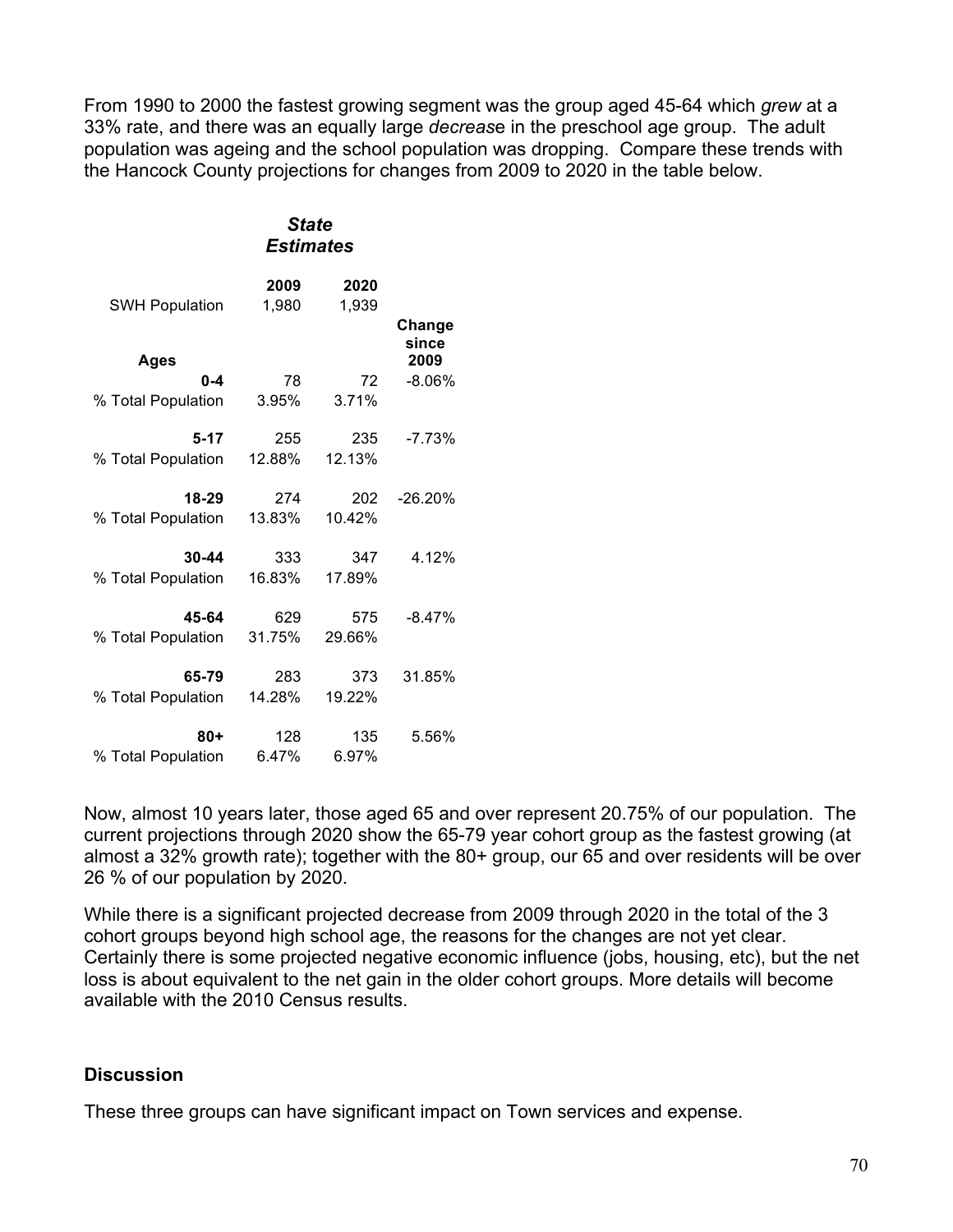From 1990 to 2000 the fastest growing segment was the group aged 45-64 which *grew* at a 33% rate, and there was an equally large *decreas*e in the preschool age group. The adult population was ageing and the school population was dropping. Compare these trends with the Hancock County projections for changes from 2009 to 2020 in the table below.

| | ***State Estimates*** | | |
|---|---|---|---|
| | **2009** | **2020** | |
| SWH Population | 1,980 | 1,939 | |
| **Ages** | | | **Change since 2009** |
| **0-4** | 78 | 72 | -8.06% |
| % Total Population | 3.95% | 3.71% | |
| **5-17** | 255 | 235 | -7.73% |
| % Total Population | 12.88% | 12.13% | |
| **18-29** | 274 | 202 | -26.20% |
| % Total Population | 13.83% | 10.42% | |
| **30-44** | 333 | 347 | 4.12% |
| % Total Population | 16.83% | 17.89% | |
| **45-64** | 629 | 575 | -8.47% |
| % Total Population | 31.75% | 29.66% | |
| **65-79** | 283 | 373 | 31.85% |
| % Total Population | 14.28% | 19.22% | |
| **80+** | 128 | 135 | 5.56% |
| % Total Population | 6.47% | 6.97% | |

Now, almost 10 years later, those aged 65 and over represent 20.75% of our population. The current projections through 2020 show the 65-79 year cohort group as the fastest growing (at almost a 32% growth rate); together with the 80+ group, our 65 and over residents will be over 26 % of our population by 2020.

While there is a significant projected decrease from 2009 through 2020 in the total of the 3 cohort groups beyond high school age, the reasons for the changes are not yet clear. Certainly there is some projected negative economic influence (jobs, housing, etc), but the net loss is about equivalent to the net gain in the older cohort groups. More details will become available with the 2010 Census results.

### Discussion

These three groups can have significant impact on Town services and expense.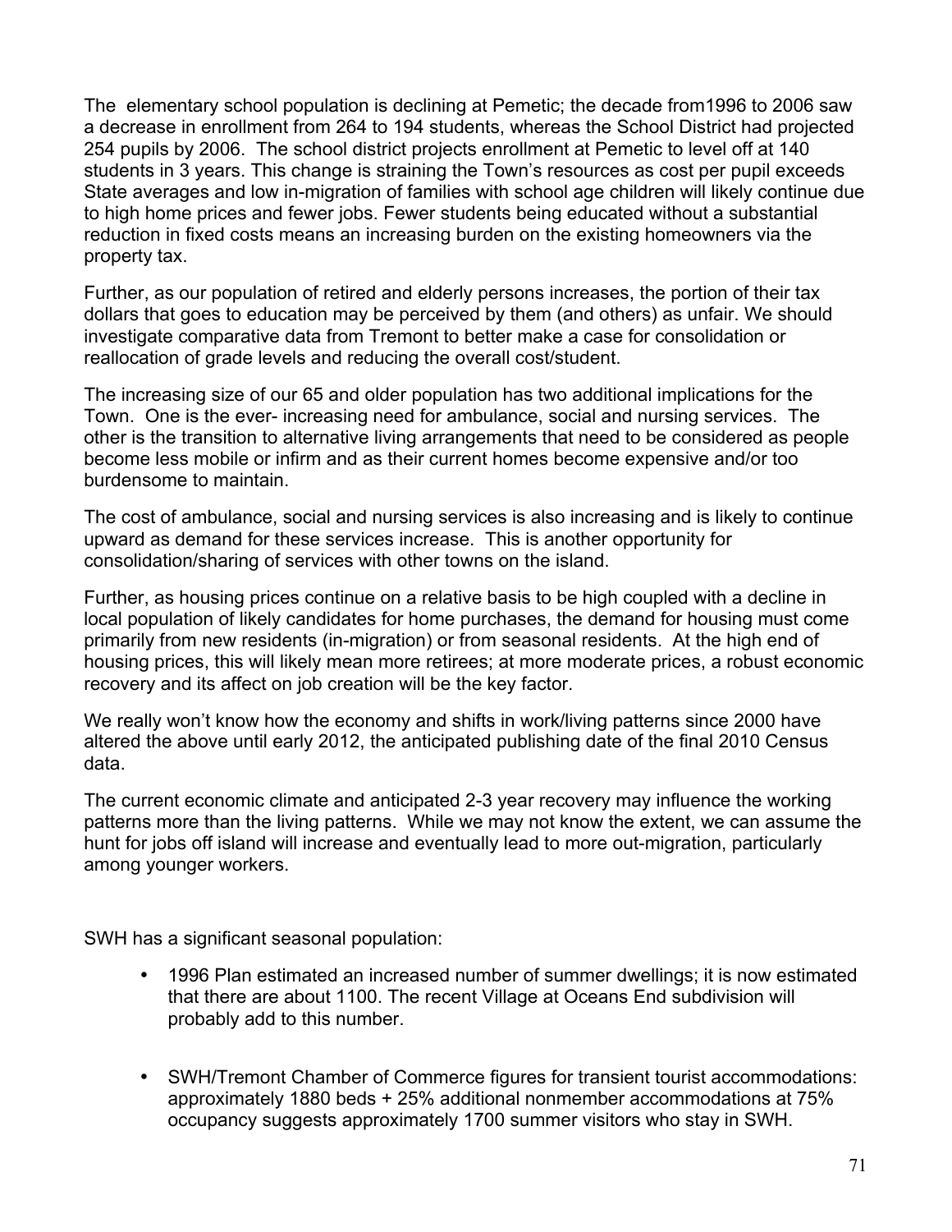The elementary school population is declining at Pemetic; the decade from1996 to 2006 saw a decrease in enrollment from 264 to 194 students, whereas the School District had projected 254 pupils by 2006. The school district projects enrollment at Pemetic to level off at 140 students in 3 years. This change is straining the Town's resources as cost per pupil exceeds State averages and low in-migration of families with school age children will likely continue due to high home prices and fewer jobs. Fewer students being educated without a substantial reduction in fixed costs means an increasing burden on the existing homeowners via the property tax.

Further, as our population of retired and elderly persons increases, the portion of their tax dollars that goes to education may be perceived by them (and others) as unfair. We should investigate comparative data from Tremont to better make a case for consolidation or reallocation of grade levels and reducing the overall cost/student.

The increasing size of our 65 and older population has two additional implications for the Town. One is the ever- increasing need for ambulance, social and nursing services. The other is the transition to alternative living arrangements that need to be considered as people become less mobile or infirm and as their current homes become expensive and/or too burdensome to maintain.

The cost of ambulance, social and nursing services is also increasing and is likely to continue upward as demand for these services increase. This is another opportunity for consolidation/sharing of services with other towns on the island.

Further, as housing prices continue on a relative basis to be high coupled with a decline in local population of likely candidates for home purchases, the demand for housing must come primarily from new residents (in-migration) or from seasonal residents. At the high end of housing prices, this will likely mean more retirees; at more moderate prices, a robust economic recovery and its affect on job creation will be the key factor.

We really won't know how the economy and shifts in work/living patterns since 2000 have altered the above until early 2012, the anticipated publishing date of the final 2010 Census data.

The current economic climate and anticipated 2-3 year recovery may influence the working patterns more than the living patterns. While we may not know the extent, we can assume the hunt for jobs off island will increase and eventually lead to more out-migration, particularly among younger workers.

SWH has a significant seasonal population:

- 1996 Plan estimated an increased number of summer dwellings; it is now estimated that there are about 1100. The recent Village at Oceans End subdivision will probably add to this number.

- SWH/Tremont Chamber of Commerce figures for transient tourist accommodations: approximately 1880 beds + 25% additional nonmember accommodations at 75% occupancy suggests approximately 1700 summer visitors who stay in SWH.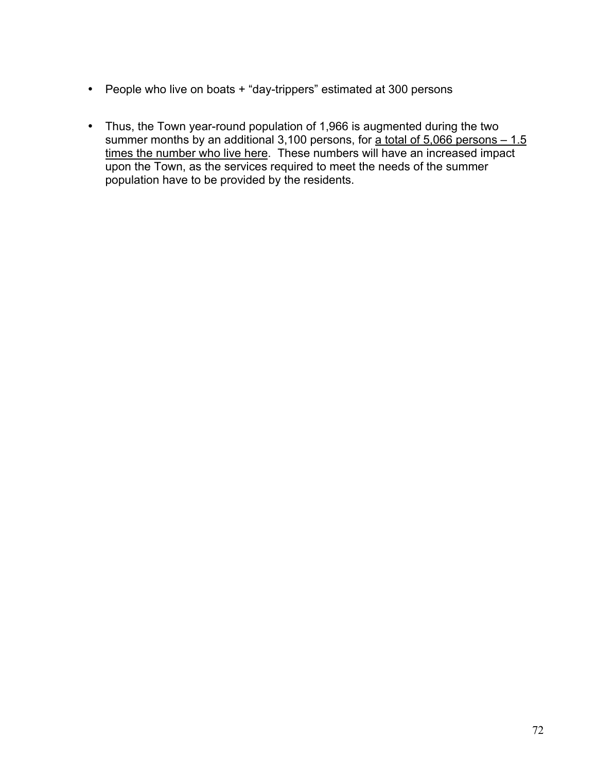- People who live on boats + “day-trippers” estimated at 300 persons

- Thus, the Town year-round population of 1,966 is augmented during the two summer months by an additional 3,100 persons, for <u>a total of 5,066 persons – 1.5 times the number who live here</u>. These numbers will have an increased impact upon the Town, as the services required to meet the needs of the summer population have to be provided by the residents.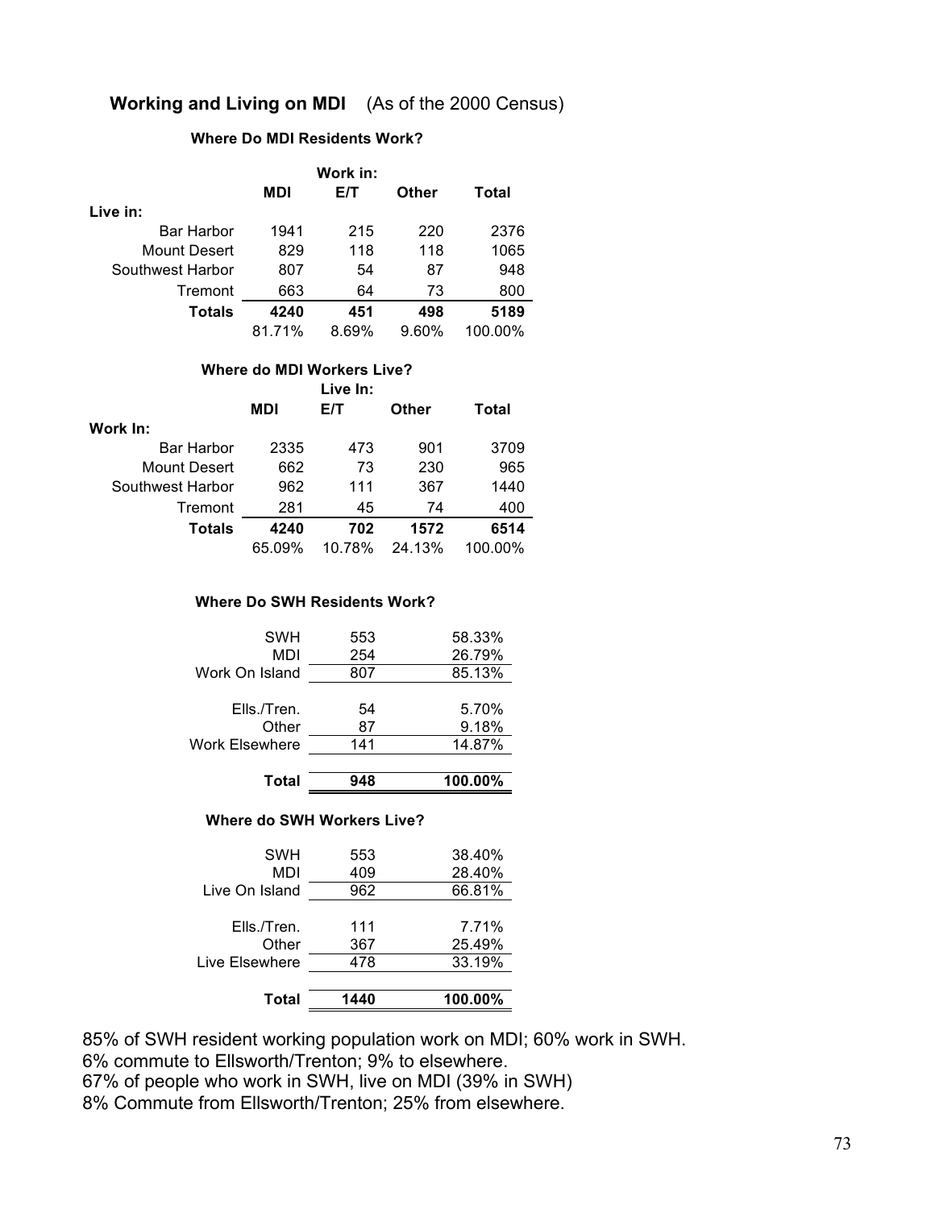## **Working and Living on MDI** (As of the 2000 Census)

### Where Do MDI Residents Work?

| | Work in: | | | |
|---|---|---|---|---|
| | MDI | E/T | Other | Total |
| **Live in:** | | | | |
| Bar Harbor | 1941 | 215 | 220 | 2376 |
| Mount Desert | 829 | 118 | 118 | 1065 |
| Southwest Harbor | 807 | 54 | 87 | 948 |
| Tremont | 663 | 64 | 73 | 800 |
| **Totals** | **4240** | **451** | **498** | **5189** |
| | 81.71% | 8.69% | 9.60% | 100.00% |

### Where do MDI Workers Live?

| | Live In: | | | |
|---|---|---|---|---|
| | MDI | E/T | Other | Total |
| **Work In:** | | | | |
| Bar Harbor | 2335 | 473 | 901 | 3709 |
| Mount Desert | 662 | 73 | 230 | 965 |
| Southwest Harbor | 962 | 111 | 367 | 1440 |
| Tremont | 281 | 45 | 74 | 400 |
| **Totals** | **4240** | **702** | **1572** | **6514** |
| | 65.09% | 10.78% | 24.13% | 100.00% |

### Where Do SWH Residents Work?

| | | |
|---|---|---|
| SWH | 553 | 58.33% |
| MDI | 254 | 26.79% |
| Work On Island | 807 | 85.13% |
| Ells./Tren. | 54 | 5.70% |
| Other | 87 | 9.18% |
| Work Elsewhere | 141 | 14.87% |
| **Total** | **948** | **100.00%** |

### Where do SWH Workers Live?

| | | |
|---|---|---|
| SWH | 553 | 38.40% |
| MDI | 409 | 28.40% |
| Live On Island | 962 | 66.81% |
| Ells./Tren. | 111 | 7.71% |
| Other | 367 | 25.49% |
| Live Elsewhere | 478 | 33.19% |
| **Total** | **1440** | **100.00%** |

85% of SWH resident working population work on MDI; 60% work in SWH.
6% commute to Ellsworth/Trenton; 9% to elsewhere.
67% of people who work in SWH, live on MDI (39% in SWH)
8% Commute from Ellsworth/Trenton; 25% from elsewhere.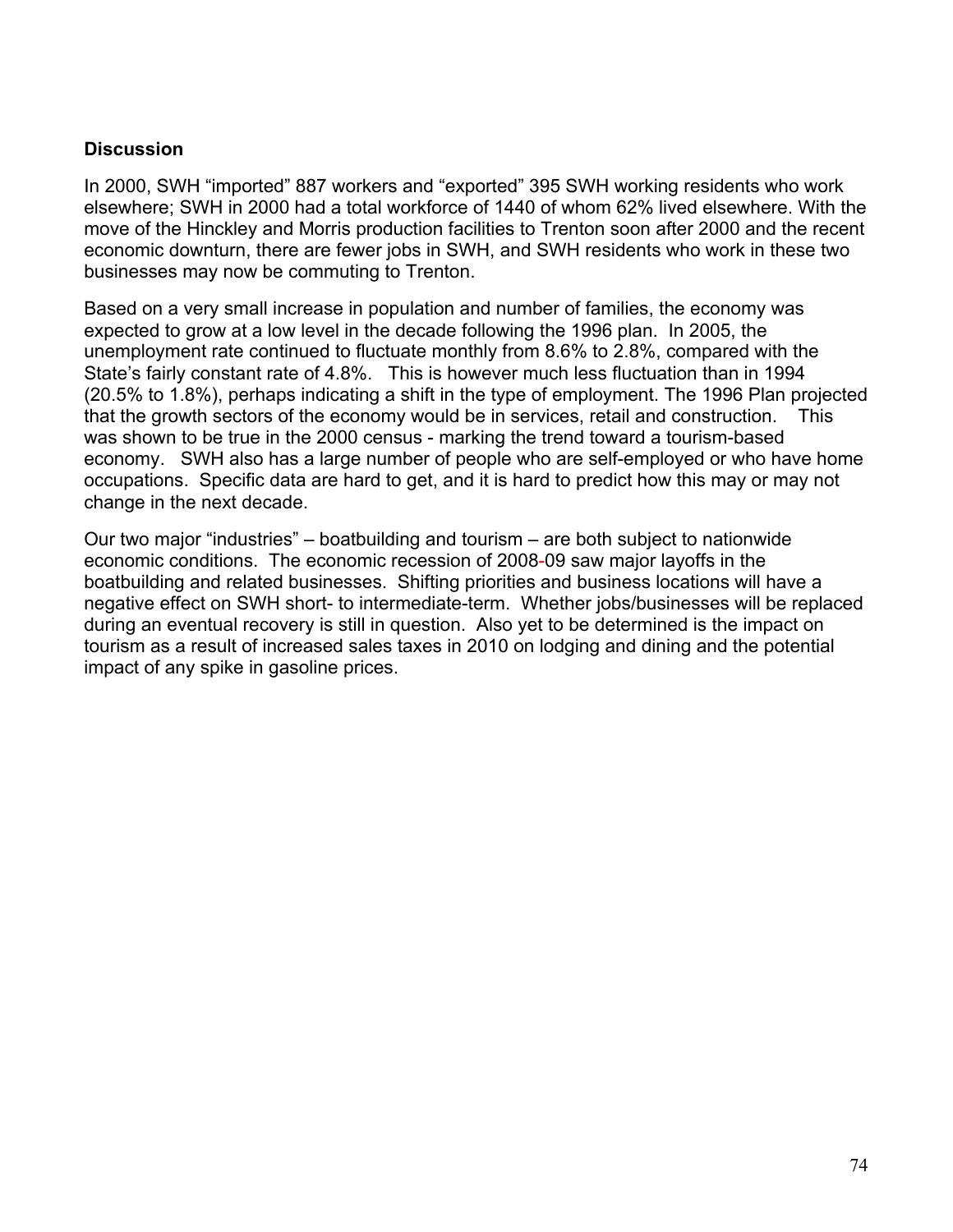**Discussion**

In 2000, SWH "imported" 887 workers and "exported" 395 SWH working residents who work elsewhere; SWH in 2000 had a total workforce of 1440 of whom 62% lived elsewhere. With the move of the Hinckley and Morris production facilities to Trenton soon after 2000 and the recent economic downturn, there are fewer jobs in SWH, and SWH residents who work in these two businesses may now be commuting to Trenton.

Based on a very small increase in population and number of families, the economy was expected to grow at a low level in the decade following the 1996 plan. In 2005, the unemployment rate continued to fluctuate monthly from 8.6% to 2.8%, compared with the State's fairly constant rate of 4.8%. This is however much less fluctuation than in 1994 (20.5% to 1.8%), perhaps indicating a shift in the type of employment. The 1996 Plan projected that the growth sectors of the economy would be in services, retail and construction. This was shown to be true in the 2000 census - marking the trend toward a tourism-based economy. SWH also has a large number of people who are self-employed or who have home occupations. Specific data are hard to get, and it is hard to predict how this may or may not change in the next decade.

Our two major "industries" – boatbuilding and tourism – are both subject to nationwide economic conditions. The economic recession of 2008-09 saw major layoffs in the boatbuilding and related businesses. Shifting priorities and business locations will have a negative effect on SWH short- to intermediate-term. Whether jobs/businesses will be replaced during an eventual recovery is still in question. Also yet to be determined is the impact on tourism as a result of increased sales taxes in 2010 on lodging and dining and the potential impact of any spike in gasoline prices.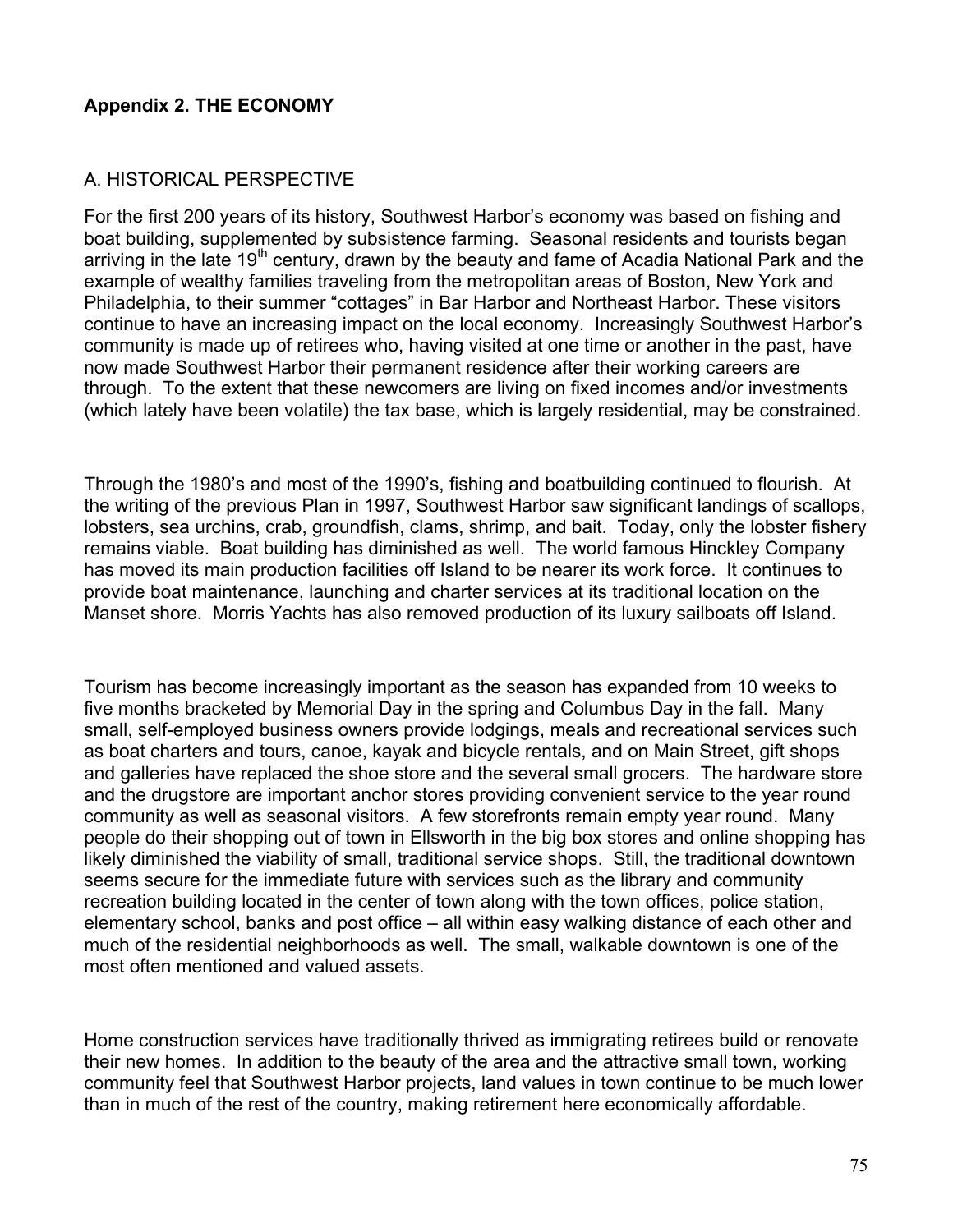## Appendix 2. THE ECONOMY

### A. HISTORICAL PERSPECTIVE

For the first 200 years of its history, Southwest Harbor's economy was based on fishing and boat building, supplemented by subsistence farming. Seasonal residents and tourists began arriving in the late 19th century, drawn by the beauty and fame of Acadia National Park and the example of wealthy families traveling from the metropolitan areas of Boston, New York and Philadelphia, to their summer "cottages" in Bar Harbor and Northeast Harbor. These visitors continue to have an increasing impact on the local economy. Increasingly Southwest Harbor's community is made up of retirees who, having visited at one time or another in the past, have now made Southwest Harbor their permanent residence after their working careers are through. To the extent that these newcomers are living on fixed incomes and/or investments (which lately have been volatile) the tax base, which is largely residential, may be constrained.

Through the 1980's and most of the 1990's, fishing and boatbuilding continued to flourish. At the writing of the previous Plan in 1997, Southwest Harbor saw significant landings of scallops, lobsters, sea urchins, crab, groundfish, clams, shrimp, and bait. Today, only the lobster fishery remains viable. Boat building has diminished as well. The world famous Hinckley Company has moved its main production facilities off Island to be nearer its work force. It continues to provide boat maintenance, launching and charter services at its traditional location on the Manset shore. Morris Yachts has also removed production of its luxury sailboats off Island.

Tourism has become increasingly important as the season has expanded from 10 weeks to five months bracketed by Memorial Day in the spring and Columbus Day in the fall. Many small, self-employed business owners provide lodgings, meals and recreational services such as boat charters and tours, canoe, kayak and bicycle rentals, and on Main Street, gift shops and galleries have replaced the shoe store and the several small grocers. The hardware store and the drugstore are important anchor stores providing convenient service to the year round community as well as seasonal visitors. A few storefronts remain empty year round. Many people do their shopping out of town in Ellsworth in the big box stores and online shopping has likely diminished the viability of small, traditional service shops. Still, the traditional downtown seems secure for the immediate future with services such as the library and community recreation building located in the center of town along with the town offices, police station, elementary school, banks and post office – all within easy walking distance of each other and much of the residential neighborhoods as well. The small, walkable downtown is one of the most often mentioned and valued assets.

Home construction services have traditionally thrived as immigrating retirees build or renovate their new homes. In addition to the beauty of the area and the attractive small town, working community feel that Southwest Harbor projects, land values in town continue to be much lower than in much of the rest of the country, making retirement here economically affordable.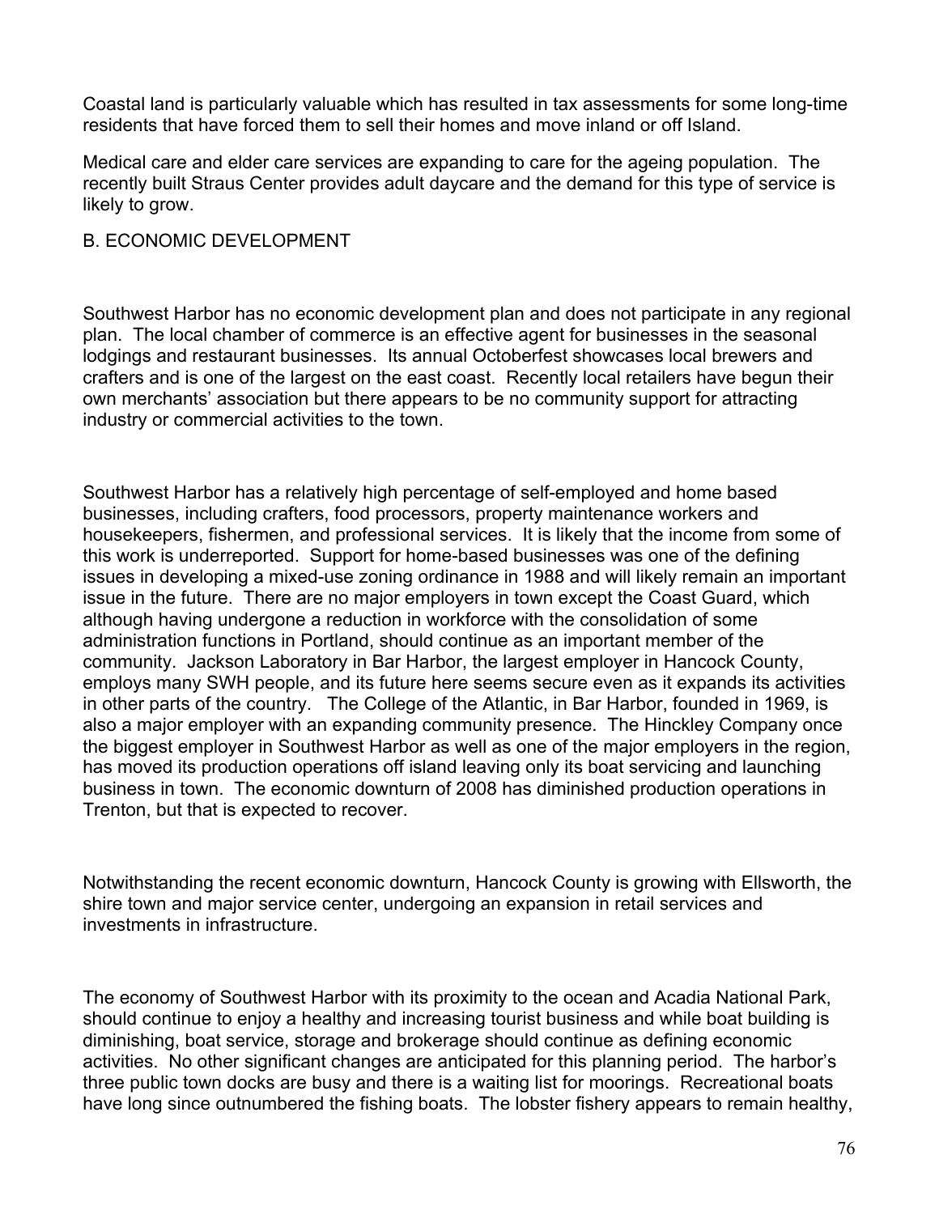Coastal land is particularly valuable which has resulted in tax assessments for some long-time residents that have forced them to sell their homes and move inland or off Island.

Medical care and elder care services are expanding to care for the ageing population. The recently built Straus Center provides adult daycare and the demand for this type of service is likely to grow.

## B. ECONOMIC DEVELOPMENT

Southwest Harbor has no economic development plan and does not participate in any regional plan. The local chamber of commerce is an effective agent for businesses in the seasonal lodgings and restaurant businesses. Its annual Octoberfest showcases local brewers and crafters and is one of the largest on the east coast. Recently local retailers have begun their own merchants' association but there appears to be no community support for attracting industry or commercial activities to the town.

Southwest Harbor has a relatively high percentage of self-employed and home based businesses, including crafters, food processors, property maintenance workers and housekeepers, fishermen, and professional services. It is likely that the income from some of this work is underreported. Support for home-based businesses was one of the defining issues in developing a mixed-use zoning ordinance in 1988 and will likely remain an important issue in the future. There are no major employers in town except the Coast Guard, which although having undergone a reduction in workforce with the consolidation of some administration functions in Portland, should continue as an important member of the community. Jackson Laboratory in Bar Harbor, the largest employer in Hancock County, employs many SWH people, and its future here seems secure even as it expands its activities in other parts of the country. The College of the Atlantic, in Bar Harbor, founded in 1969, is also a major employer with an expanding community presence. The Hinckley Company once the biggest employer in Southwest Harbor as well as one of the major employers in the region, has moved its production operations off island leaving only its boat servicing and launching business in town. The economic downturn of 2008 has diminished production operations in Trenton, but that is expected to recover.

Notwithstanding the recent economic downturn, Hancock County is growing with Ellsworth, the shire town and major service center, undergoing an expansion in retail services and investments in infrastructure.

The economy of Southwest Harbor with its proximity to the ocean and Acadia National Park, should continue to enjoy a healthy and increasing tourist business and while boat building is diminishing, boat service, storage and brokerage should continue as defining economic activities. No other significant changes are anticipated for this planning period. The harbor's three public town docks are busy and there is a waiting list for moorings. Recreational boats have long since outnumbered the fishing boats. The lobster fishery appears to remain healthy,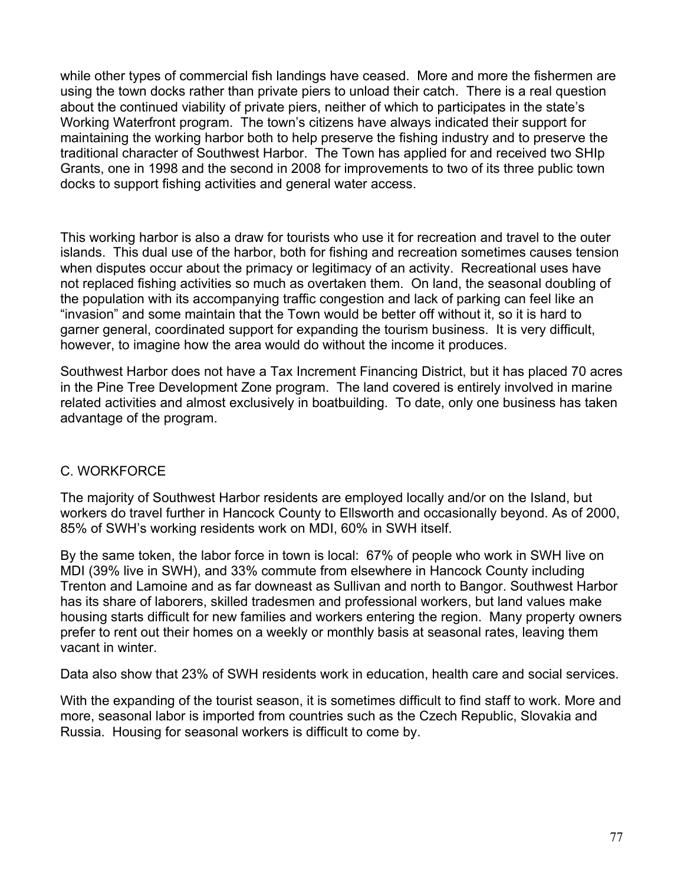while other types of commercial fish landings have ceased. More and more the fishermen are using the town docks rather than private piers to unload their catch. There is a real question about the continued viability of private piers, neither of which to participates in the state's Working Waterfront program. The town's citizens have always indicated their support for maintaining the working harbor both to help preserve the fishing industry and to preserve the traditional character of Southwest Harbor. The Town has applied for and received two SHIp Grants, one in 1998 and the second in 2008 for improvements to two of its three public town docks to support fishing activities and general water access.

This working harbor is also a draw for tourists who use it for recreation and travel to the outer islands. This dual use of the harbor, both for fishing and recreation sometimes causes tension when disputes occur about the primacy or legitimacy of an activity. Recreational uses have not replaced fishing activities so much as overtaken them. On land, the seasonal doubling of the population with its accompanying traffic congestion and lack of parking can feel like an "invasion" and some maintain that the Town would be better off without it, so it is hard to garner general, coordinated support for expanding the tourism business. It is very difficult, however, to imagine how the area would do without the income it produces.

Southwest Harbor does not have a Tax Increment Financing District, but it has placed 70 acres in the Pine Tree Development Zone program. The land covered is entirely involved in marine related activities and almost exclusively in boatbuilding. To date, only one business has taken advantage of the program.

## C. WORKFORCE

The majority of Southwest Harbor residents are employed locally and/or on the Island, but workers do travel further in Hancock County to Ellsworth and occasionally beyond. As of 2000, 85% of SWH's working residents work on MDI, 60% in SWH itself.

By the same token, the labor force in town is local: 67% of people who work in SWH live on MDI (39% live in SWH), and 33% commute from elsewhere in Hancock County including Trenton and Lamoine and as far downeast as Sullivan and north to Bangor. Southwest Harbor has its share of laborers, skilled tradesmen and professional workers, but land values make housing starts difficult for new families and workers entering the region. Many property owners prefer to rent out their homes on a weekly or monthly basis at seasonal rates, leaving them vacant in winter.

Data also show that 23% of SWH residents work in education, health care and social services.

With the expanding of the tourist season, it is sometimes difficult to find staff to work. More and more, seasonal labor is imported from countries such as the Czech Republic, Slovakia and Russia. Housing for seasonal workers is difficult to come by.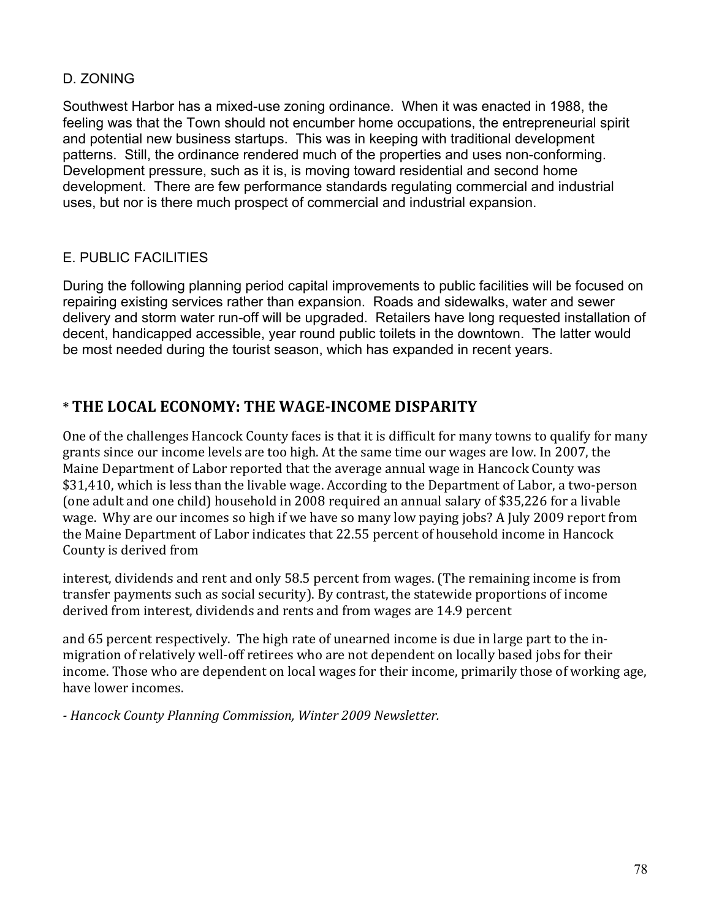### D. ZONING

Southwest Harbor has a mixed-use zoning ordinance. When it was enacted in 1988, the feeling was that the Town should not encumber home occupations, the entrepreneurial spirit and potential new business startups. This was in keeping with traditional development patterns. Still, the ordinance rendered much of the properties and uses non-conforming. Development pressure, such as it is, is moving toward residential and second home development. There are few performance standards regulating commercial and industrial uses, but nor is there much prospect of commercial and industrial expansion.

### E. PUBLIC FACILITIES

During the following planning period capital improvements to public facilities will be focused on repairing existing services rather than expansion. Roads and sidewalks, water and sewer delivery and storm water run-off will be upgraded. Retailers have long requested installation of decent, handicapped accessible, year round public toilets in the downtown. The latter would be most needed during the tourist season, which has expanded in recent years.

## * THE LOCAL ECONOMY: THE WAGE-INCOME DISPARITY

One of the challenges Hancock County faces is that it is difficult for many towns to qualify for many grants since our income levels are too high. At the same time our wages are low. In 2007, the Maine Department of Labor reported that the average annual wage in Hancock County was $31,410, which is less than the livable wage. According to the Department of Labor, a two-person (one adult and one child) household in 2008 required an annual salary of $35,226 for a livable wage. Why are our incomes so high if we have so many low paying jobs? A July 2009 report from the Maine Department of Labor indicates that 22.55 percent of household income in Hancock County is derived from

interest, dividends and rent and only 58.5 percent from wages. (The remaining income is from transfer payments such as social security). By contrast, the statewide proportions of income derived from interest, dividends and rents and from wages are 14.9 percent

and 65 percent respectively. The high rate of unearned income is due in large part to the in-migration of relatively well-off retirees who are not dependent on locally based jobs for their income. Those who are dependent on local wages for their income, primarily those of working age, have lower incomes.

*- Hancock County Planning Commission, Winter 2009 Newsletter.*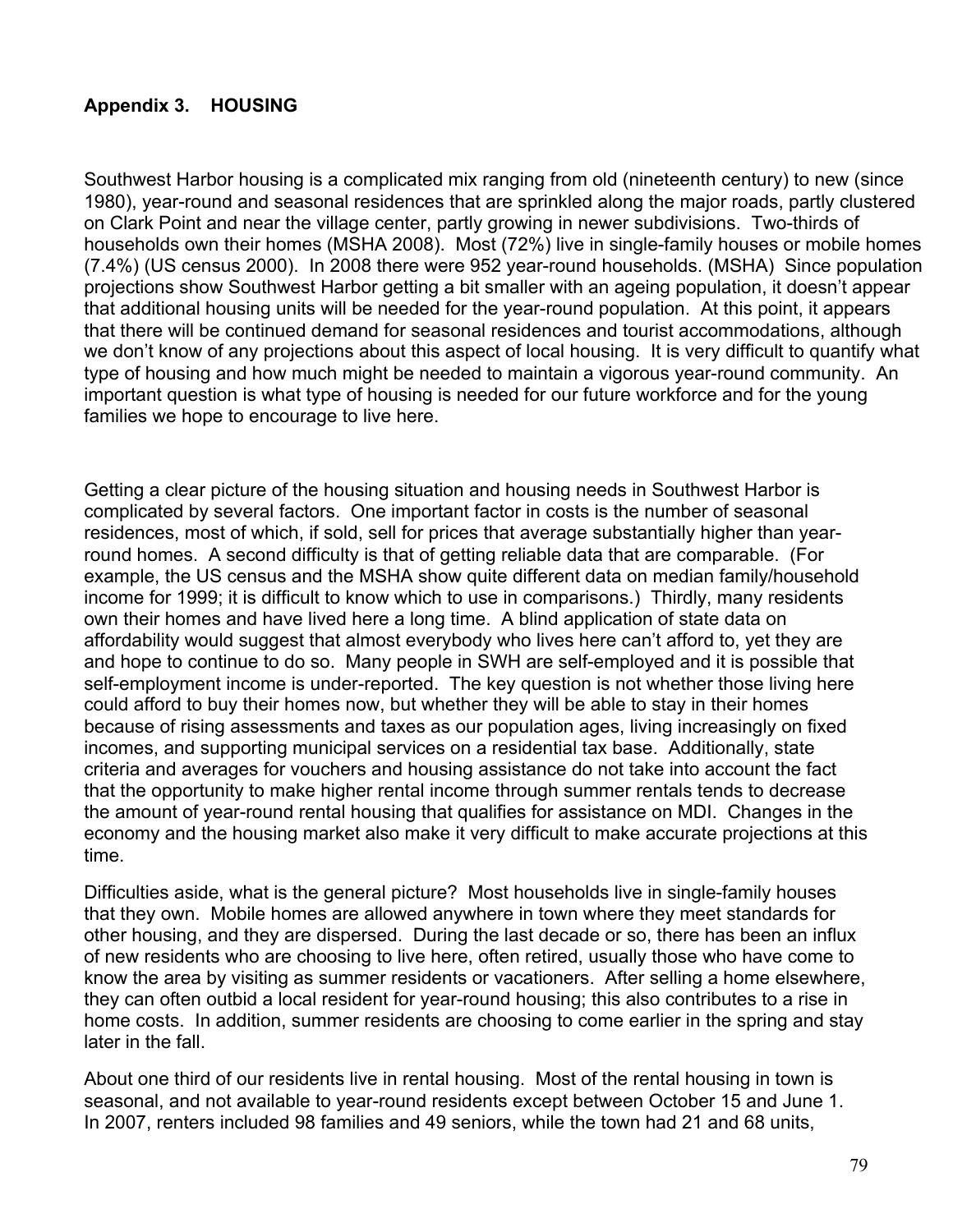## Appendix 3. HOUSING

Southwest Harbor housing is a complicated mix ranging from old (nineteenth century) to new (since 1980), year-round and seasonal residences that are sprinkled along the major roads, partly clustered on Clark Point and near the village center, partly growing in newer subdivisions. Two-thirds of households own their homes (MSHA 2008). Most (72%) live in single-family houses or mobile homes (7.4%) (US census 2000). In 2008 there were 952 year-round households. (MSHA) Since population projections show Southwest Harbor getting a bit smaller with an ageing population, it doesn't appear that additional housing units will be needed for the year-round population. At this point, it appears that there will be continued demand for seasonal residences and tourist accommodations, although we don't know of any projections about this aspect of local housing. It is very difficult to quantify what type of housing and how much might be needed to maintain a vigorous year-round community. An important question is what type of housing is needed for our future workforce and for the young families we hope to encourage to live here.

Getting a clear picture of the housing situation and housing needs in Southwest Harbor is complicated by several factors. One important factor in costs is the number of seasonal residences, most of which, if sold, sell for prices that average substantially higher than year-round homes. A second difficulty is that of getting reliable data that are comparable. (For example, the US census and the MSHA show quite different data on median family/household income for 1999; it is difficult to know which to use in comparisons.) Thirdly, many residents own their homes and have lived here a long time. A blind application of state data on affordability would suggest that almost everybody who lives here can't afford to, yet they are and hope to continue to do so. Many people in SWH are self-employed and it is possible that self-employment income is under-reported. The key question is not whether those living here could afford to buy their homes now, but whether they will be able to stay in their homes because of rising assessments and taxes as our population ages, living increasingly on fixed incomes, and supporting municipal services on a residential tax base. Additionally, state criteria and averages for vouchers and housing assistance do not take into account the fact that the opportunity to make higher rental income through summer rentals tends to decrease the amount of year-round rental housing that qualifies for assistance on MDI. Changes in the economy and the housing market also make it very difficult to make accurate projections at this time.

Difficulties aside, what is the general picture? Most households live in single-family houses that they own. Mobile homes are allowed anywhere in town where they meet standards for other housing, and they are dispersed. During the last decade or so, there has been an influx of new residents who are choosing to live here, often retired, usually those who have come to know the area by visiting as summer residents or vacationers. After selling a home elsewhere, they can often outbid a local resident for year-round housing; this also contributes to a rise in home costs. In addition, summer residents are choosing to come earlier in the spring and stay later in the fall.

About one third of our residents live in rental housing. Most of the rental housing in town is seasonal, and not available to year-round residents except between October 15 and June 1. In 2007, renters included 98 families and 49 seniors, while the town had 21 and 68 units,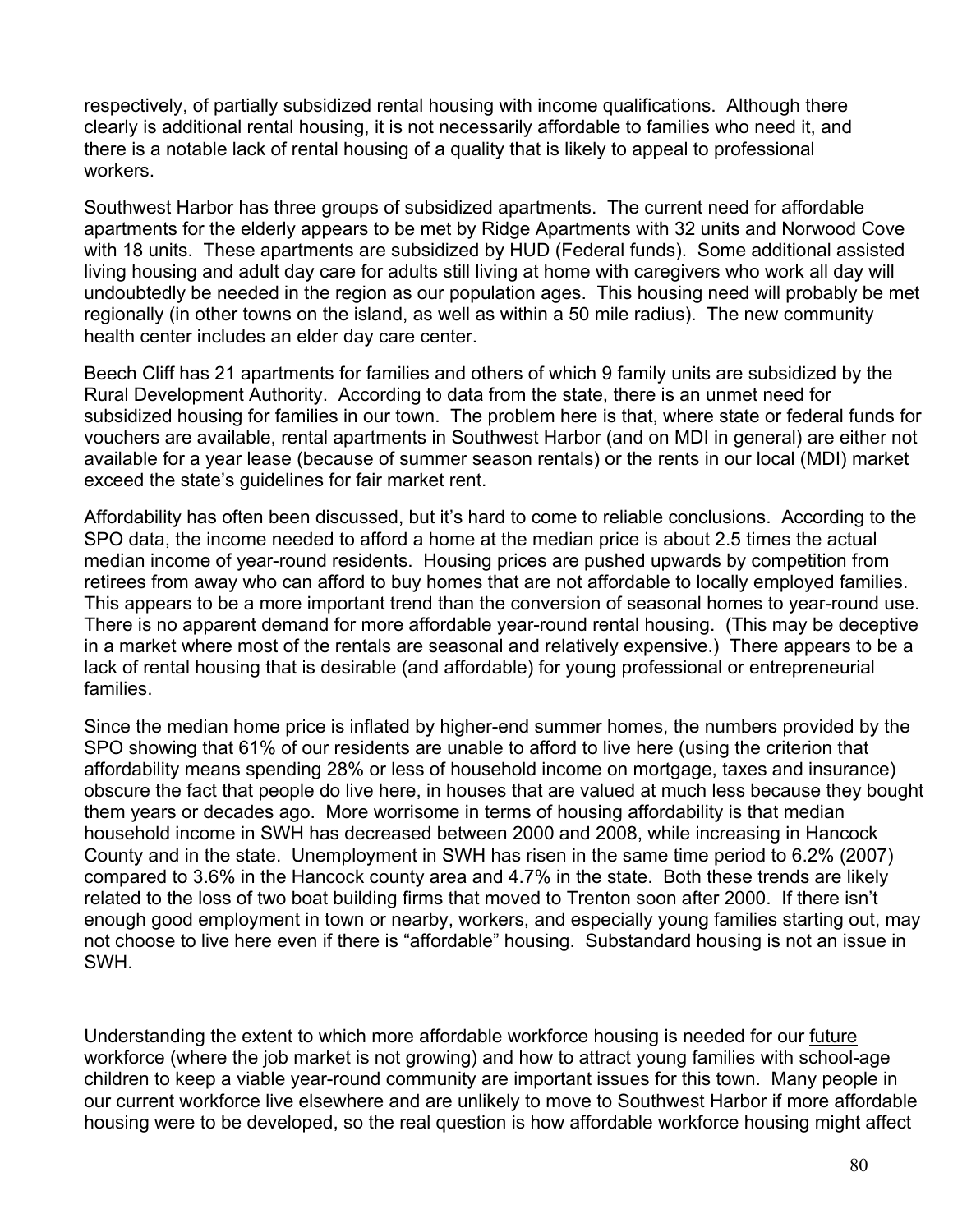respectively, of partially subsidized rental housing with income qualifications. Although there clearly is additional rental housing, it is not necessarily affordable to families who need it, and there is a notable lack of rental housing of a quality that is likely to appeal to professional workers.

Southwest Harbor has three groups of subsidized apartments. The current need for affordable apartments for the elderly appears to be met by Ridge Apartments with 32 units and Norwood Cove with 18 units. These apartments are subsidized by HUD (Federal funds). Some additional assisted living housing and adult day care for adults still living at home with caregivers who work all day will undoubtedly be needed in the region as our population ages. This housing need will probably be met regionally (in other towns on the island, as well as within a 50 mile radius). The new community health center includes an elder day care center.

Beech Cliff has 21 apartments for families and others of which 9 family units are subsidized by the Rural Development Authority. According to data from the state, there is an unmet need for subsidized housing for families in our town. The problem here is that, where state or federal funds for vouchers are available, rental apartments in Southwest Harbor (and on MDI in general) are either not available for a year lease (because of summer season rentals) or the rents in our local (MDI) market exceed the state's guidelines for fair market rent.

Affordability has often been discussed, but it's hard to come to reliable conclusions. According to the SPO data, the income needed to afford a home at the median price is about 2.5 times the actual median income of year-round residents. Housing prices are pushed upwards by competition from retirees from away who can afford to buy homes that are not affordable to locally employed families. This appears to be a more important trend than the conversion of seasonal homes to year-round use. There is no apparent demand for more affordable year-round rental housing. (This may be deceptive in a market where most of the rentals are seasonal and relatively expensive.) There appears to be a lack of rental housing that is desirable (and affordable) for young professional or entrepreneurial families.

Since the median home price is inflated by higher-end summer homes, the numbers provided by the SPO showing that 61% of our residents are unable to afford to live here (using the criterion that affordability means spending 28% or less of household income on mortgage, taxes and insurance) obscure the fact that people do live here, in houses that are valued at much less because they bought them years or decades ago. More worrisome in terms of housing affordability is that median household income in SWH has decreased between 2000 and 2008, while increasing in Hancock County and in the state. Unemployment in SWH has risen in the same time period to 6.2% (2007) compared to 3.6% in the Hancock county area and 4.7% in the state. Both these trends are likely related to the loss of two boat building firms that moved to Trenton soon after 2000. If there isn't enough good employment in town or nearby, workers, and especially young families starting out, may not choose to live here even if there is "affordable" housing. Substandard housing is not an issue in SWH.

Understanding the extent to which more affordable workforce housing is needed for our <u>future</u> workforce (where the job market is not growing) and how to attract young families with school-age children to keep a viable year-round community are important issues for this town. Many people in our current workforce live elsewhere and are unlikely to move to Southwest Harbor if more affordable housing were to be developed, so the real question is how affordable workforce housing might affect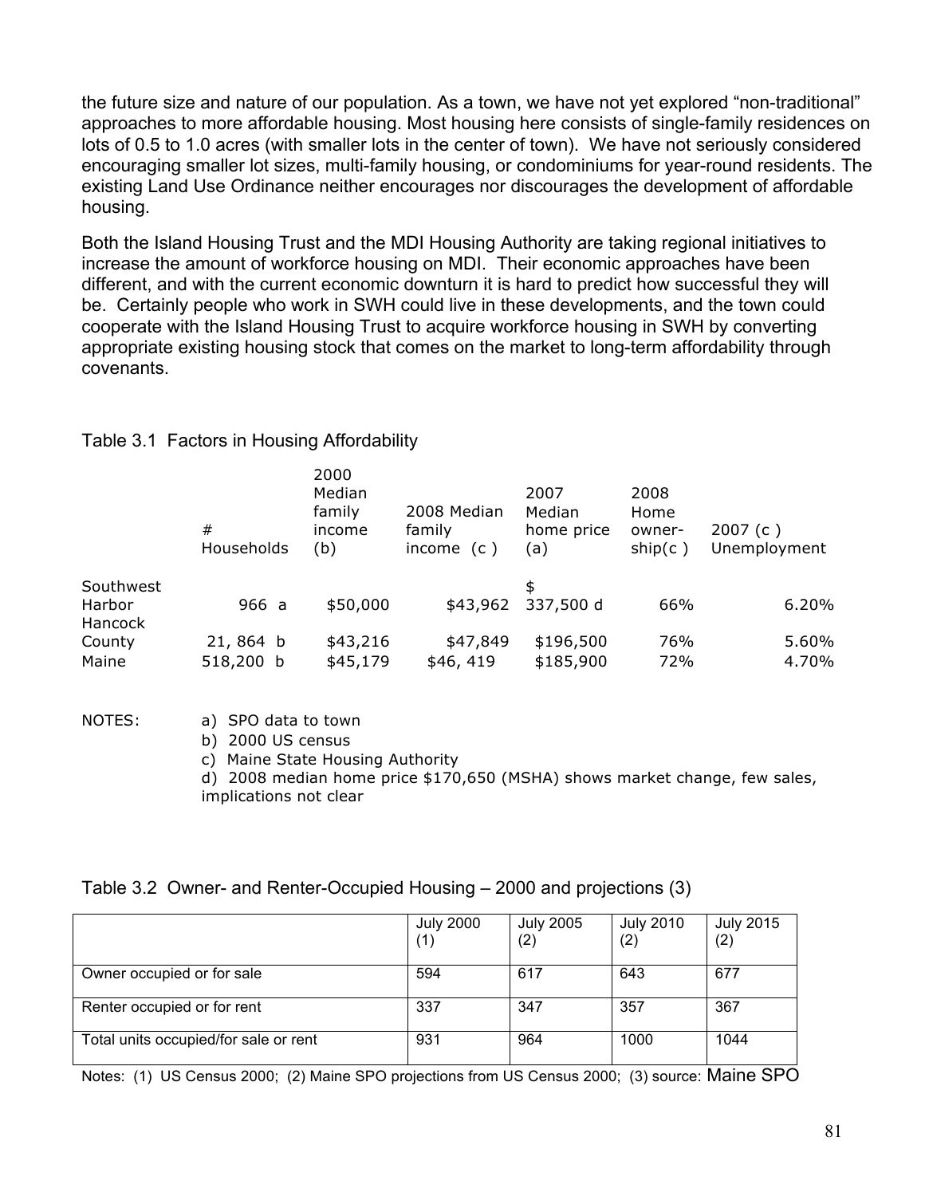the future size and nature of our population. As a town, we have not yet explored "non-traditional" approaches to more affordable housing. Most housing here consists of single-family residences on lots of 0.5 to 1.0 acres (with smaller lots in the center of town). We have not seriously considered encouraging smaller lot sizes, multi-family housing, or condominiums for year-round residents. The existing Land Use Ordinance neither encourages nor discourages the development of affordable housing.

Both the Island Housing Trust and the MDI Housing Authority are taking regional initiatives to increase the amount of workforce housing on MDI. Their economic approaches have been different, and with the current economic downturn it is hard to predict how successful they will be. Certainly people who work in SWH could live in these developments, and the town could cooperate with the Island Housing Trust to acquire workforce housing in SWH by converting appropriate existing housing stock that comes on the market to long-term affordability through covenants.

Table 3.1 Factors in Housing Affordability

| | # Households | 2000 Median family income (b) | 2008 Median family income (c ) | 2007 Median home price (a) | 2008 Home owner-ship(c ) | 2007 (c ) Unemployment |
|---|---|---|---|---|---|---|
| Southwest Harbor | 966 a | $50,000 | $43,962 | $ 337,500 d | 66% | 6.20% |
| Hancock County | 21, 864 b | $43,216 | $47,849 | $196,500 | 76% | 5.60% |
| Maine | 518,200 b | $45,179 | $46, 419 | $185,900 | 72% | 4.70% |

NOTES:
a) SPO data to town
b) 2000 US census
c) Maine State Housing Authority
d) 2008 median home price $170,650 (MSHA) shows market change, few sales, implications not clear

Table 3.2 Owner- and Renter-Occupied Housing – 2000 and projections (3)

| | July 2000 (1) | July 2005 (2) | July 2010 (2) | July 2015 (2) |
|---|---|---|---|---|
| Owner occupied or for sale | 594 | 617 | 643 | 677 |
| Renter occupied or for rent | 337 | 347 | 357 | 367 |
| Total units occupied/for sale or rent | 931 | 964 | 1000 | 1044 |

Notes: (1) US Census 2000; (2) Maine SPO projections from US Census 2000; (3) source: Maine SPO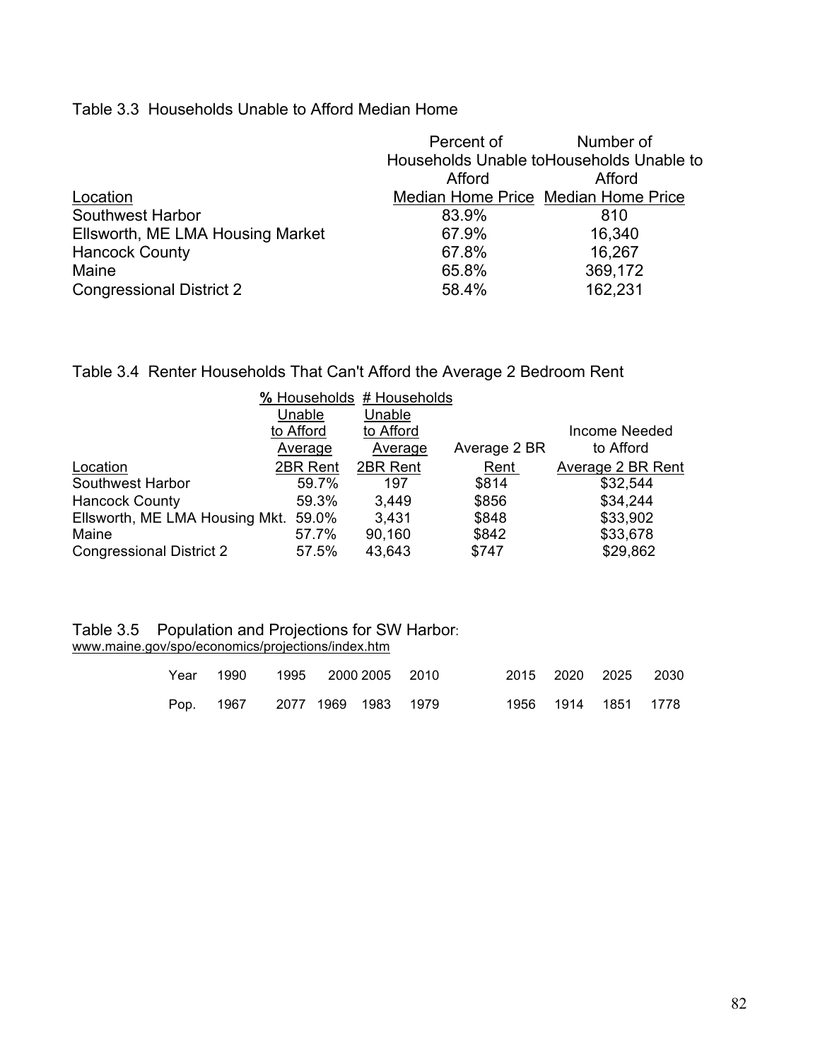Table 3.3 Households Unable to Afford Median Home

| Location | Percent of Households Unable to Afford Median Home Price | Number of Households Unable to Afford Median Home Price |
|---|---|---|
| Southwest Harbor | 83.9% | 810 |
| Ellsworth, ME LMA Housing Market | 67.9% | 16,340 |
| Hancock County | 67.8% | 16,267 |
| Maine | 65.8% | 369,172 |
| Congressional District 2 | 58.4% | 162,231 |

Table 3.4 Renter Households That Can't Afford the Average 2 Bedroom Rent

| Location | % Households Unable to Afford Average 2BR Rent | # Households Unable to Afford Average 2BR Rent | Average 2 BR Rent | Income Needed to Afford Average 2 BR Rent |
|---|---|---|---|---|
| Southwest Harbor | 59.7% | 197 | $814 | $32,544 |
| Hancock County | 59.3% | 3,449 | $856 | $34,244 |
| Ellsworth, ME LMA Housing Mkt. | 59.0% | 3,431 | $848 | $33,902 |
| Maine | 57.7% | 90,160 | $842 | $33,678 |
| Congressional District 2 | 57.5% | 43,643 | $747 | $29,862 |

Table 3.5 Population and Projections for SW Harbor: www.maine.gov/spo/economics/projections/index.htm

| Year | 1990 | 1995 | 2000 | 2005 | 2010 | 2015 | 2020 | 2025 | 2030 |
|---|---|---|---|---|---|---|---|---|---|
| Pop. | 1967 | 2077 | 1969 | 1983 | 1979 | 1956 | 1914 | 1851 | 1778 |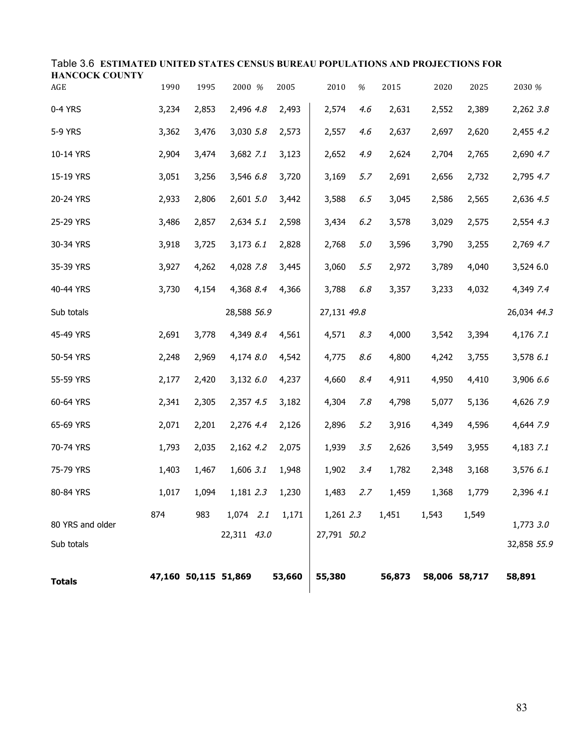Table 3.6 **ESTIMATED UNITED STATES CENSUS BUREAU POPULATIONS AND PROJECTIONS FOR HANCOCK COUNTY**

| AGE | 1990 | 1995 | 2000 | % | 2005 | 2010 | % | 2015 | 2020 | 2025 | 2030 | % |
|---|---|---|---|---|---|---|---|---|---|---|---|---|
| 0-4 YRS | 3,234 | 2,853 | 2,496 | *4.8* | 2,493 | 2,574 | *4.6* | 2,631 | 2,552 | 2,389 | 2,262 | *3.8* |
| 5-9 YRS | 3,362 | 3,476 | 3,030 | *5.8* | 2,573 | 2,557 | *4.6* | 2,637 | 2,697 | 2,620 | 2,455 | *4.2* |
| 10-14 YRS | 2,904 | 3,474 | 3,682 | *7.1* | 3,123 | 2,652 | *4.9* | 2,624 | 2,704 | 2,765 | 2,690 | *4.7* |
| 15-19 YRS | 3,051 | 3,256 | 3,546 | *6.8* | 3,720 | 3,169 | *5.7* | 2,691 | 2,656 | 2,732 | 2,795 | *4.7* |
| 20-24 YRS | 2,933 | 2,806 | 2,601 | *5.0* | 3,442 | 3,588 | *6.5* | 3,045 | 2,586 | 2,565 | 2,636 | *4.5* |
| 25-29 YRS | 3,486 | 2,857 | 2,634 | *5.1* | 2,598 | 3,434 | *6.2* | 3,578 | 3,029 | 2,575 | 2,554 | *4.3* |
| 30-34 YRS | 3,918 | 3,725 | 3,173 | *6.1* | 2,828 | 2,768 | *5.0* | 3,596 | 3,790 | 3,255 | 2,769 | *4.7* |
| 35-39 YRS | 3,927 | 4,262 | 4,028 | *7.8* | 3,445 | 3,060 | *5.5* | 2,972 | 3,789 | 4,040 | 3,524 | 6.0 |
| 40-44 YRS | 3,730 | 4,154 | 4,368 | *8.4* | 4,366 | 3,788 | *6.8* | 3,357 | 3,233 | 4,032 | 4,349 | *7.4* |
| Sub totals | | | 28,588 | *56.9* | | 27,131 | *49.8* | | | | 26,034 | *44.3* |
| 45-49 YRS | 2,691 | 3,778 | 4,349 | *8.4* | 4,561 | 4,571 | *8.3* | 4,000 | 3,542 | 3,394 | 4,176 | *7.1* |
| 50-54 YRS | 2,248 | 2,969 | 4,174 | *8.0* | 4,542 | 4,775 | *8.6* | 4,800 | 4,242 | 3,755 | 3,578 | *6.1* |
| 55-59 YRS | 2,177 | 2,420 | 3,132 | *6.0* | 4,237 | 4,660 | *8.4* | 4,911 | 4,950 | 4,410 | 3,906 | *6.6* |
| 60-64 YRS | 2,341 | 2,305 | 2,357 | *4.5* | 3,182 | 4,304 | *7.8* | 4,798 | 5,077 | 5,136 | 4,626 | *7.9* |
| 65-69 YRS | 2,071 | 2,201 | 2,276 | *4.4* | 2,126 | 2,896 | *5.2* | 3,916 | 4,349 | 4,596 | 4,644 | *7.9* |
| 70-74 YRS | 1,793 | 2,035 | 2,162 | *4.2* | 2,075 | 1,939 | *3.5* | 2,626 | 3,549 | 3,955 | 4,183 | *7.1* |
| 75-79 YRS | 1,403 | 1,467 | 1,606 | *3.1* | 1,948 | 1,902 | *3.4* | 1,782 | 2,348 | 3,168 | 3,576 | *6.1* |
| 80-84 YRS | 1,017 | 1,094 | 1,181 | *2.3* | 1,230 | 1,483 | *2.7* | 1,459 | 1,368 | 1,779 | 2,396 | *4.1* |
| 80 YRS and older | 874 | 983 | 1,074 | *2.1* | 1,171 | 1,261 | *2.3* | 1,451 | 1,543 | 1,549 | 1,773 | *3.0* |
| Sub totals | | | 22,311 | *43.0* | | 27,791 | *50.2* | | | | 32,858 | *55.9* |
| **Totals** | **47,160** | **50,115** | **51,869** | | **53,660** | **55,380** | | **56,873** | **58,006** | **58,717** | **58,891** | |